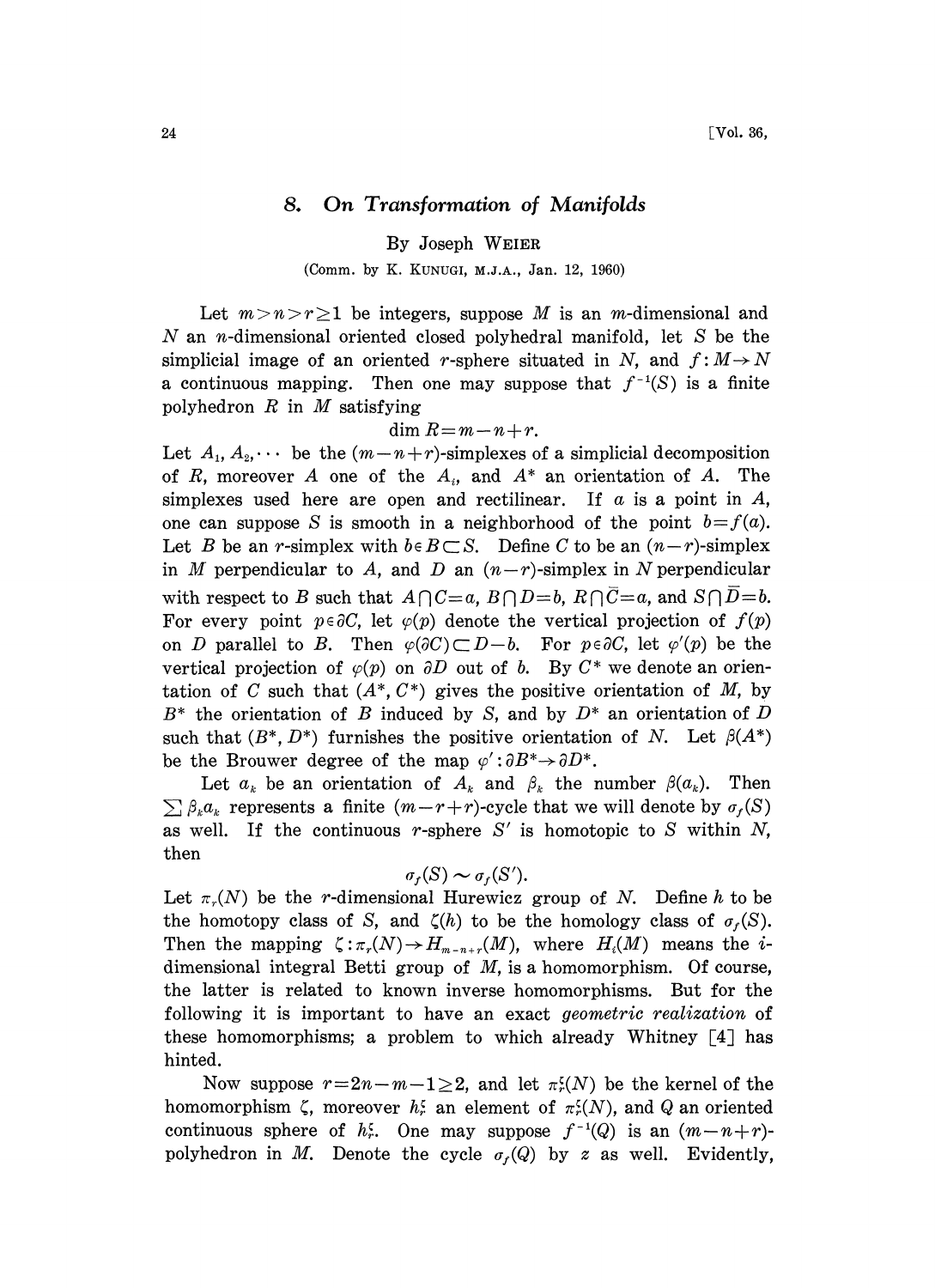# 8. *On Transformation of Manifolds*

By Joseph WEIER

(Comm. by K. KUNUGI, M.J.A., Jan. 12, 1960)

Let $m>n>r\geq 1$ be integers, suppose $M$ is an $m$-dimensional and $N$ an $n$-dimensional oriented closed polyhedral manifold, let $S$ be the simplicial image of an oriented $r$-sphere situated in $N$, and $f:M\rightarrow N$ a continuous mapping. Then one may suppose that $f^{-1}(S)$ is a finite polyhedron $R$ in $M$ satisfying

$$\dim R = m-n+r.$$

Let $A_1, A_2, \cdots$ be the $(m-n+r)$-simplexes of a simplicial decomposition of $R$, moreover $A$ one of the $A_i$, and $A^*$ an orientation of $A$. The simplexes used here are open and rectilinear. If $a$ is a point in $A$, one can suppose $S$ is smooth in a neighborhood of the point $b=f(a)$. Let $B$ be an $r$-simplex with $b\in B\subset S$. Define $C$ to be an $(n-r)$-simplex in $M$ perpendicular to $A$, and $D$ an $(n-r)$-simplex in $N$ perpendicular with respect to $B$ such that $A\cap C=a$, $B\cap D=b$, $R\cap \bar{C}=a$, and $S\cap \bar{D}=b$. For every point $p\in\partial C$, let $\varphi(p)$ denote the vertical projection of $f(p)$ on $D$ parallel to $B$. Then $\varphi(\partial C)\subset D-b$. For $p\in\partial C$, let $\varphi'(p)$ be the vertical projection of $\varphi(p)$ on $\partial D$ out of $b$. By $C^*$ we denote an orientation of $C$ such that $(A^*, C^*)$ gives the positive orientation of $M$, by $B^*$ the orientation of $B$ induced by $S$, and by $D^*$ an orientation of $D$ such that $(B^*, D^*)$ furnishes the positive orientation of $N$. Let $\beta(A^*)$ be the Brouwer degree of the map $\varphi':\partial B^*\rightarrow\partial D^*$.

Let $a_k$ be an orientation of $A_k$ and $\beta_k$ the number $\beta(a_k)$. Then $\sum\beta_k a_k$ represents a finite $(m-r+r)$-cycle that we will denote by $\sigma_f(S)$ as well. If the continuous $r$-sphere $S'$ is homotopic to $S$ within $N$, then

$$\sigma_f(S)\sim\sigma_f(S').$$

Let $\pi_r(N)$ be the $r$-dimensional Hurewicz group of $N$. Define $h$ to be the homotopy class of $S$, and $\zeta(h)$ to be the homology class of $\sigma_f(S)$. Then the mapping $\zeta:\pi_r(N)\rightarrow H_{m-n+r}(M)$, where $H_i(M)$ means the $i$-dimensional integral Betti group of $M$, is a homomorphism. Of course, the latter is related to known inverse homomorphisms. But for the following it is important to have an exact *geometric realization* of these homomorphisms; a problem to which already Whitney [4] has hinted.

Now suppose $r=2n-m-1\geq 2$, and let $\pi_r^\zeta(N)$ be the kernel of the homomorphism $\zeta$, moreover $h_r^\zeta$ an element of $\pi_r^\zeta(N)$, and $Q$ an oriented continuous sphere of $h_r^\zeta$. One may suppose $f^{-1}(Q)$ is an $(m-n+r)$-polyhedron in $M$. Denote the cycle $\sigma_f(Q)$ by $z$ as well. Evidently,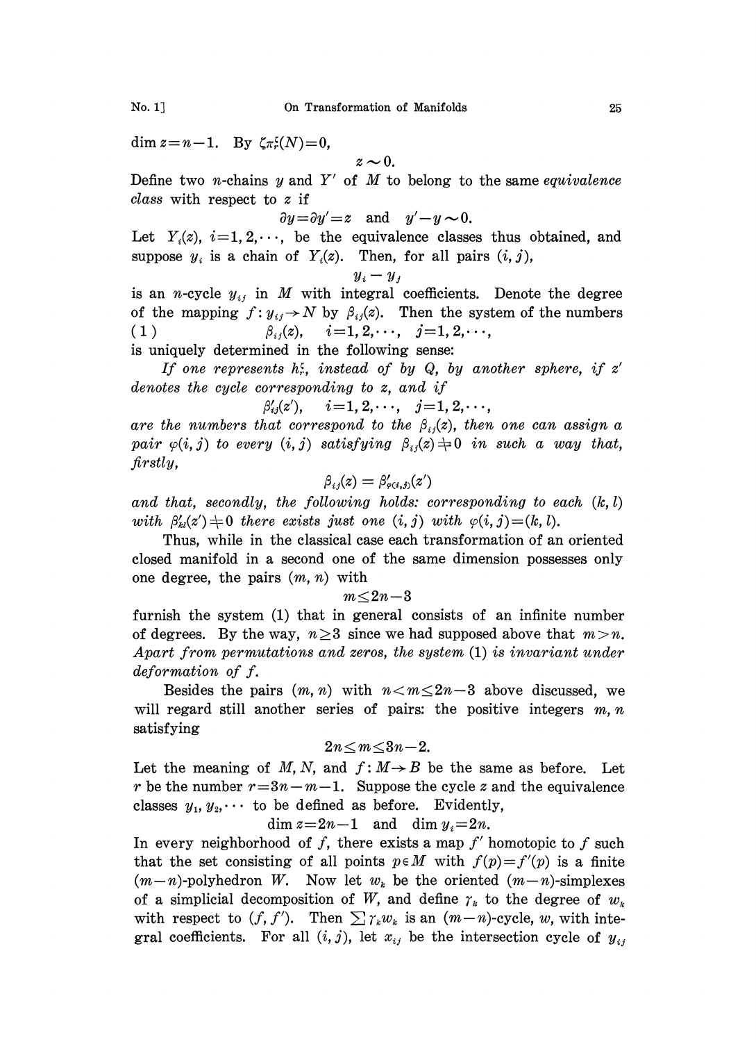$\dim z = n-1$. By $\zeta\pi_r^\xi(N)=0$,

$$z \sim 0.$$

Define two $n$-chains $y$ and $Y'$ of $M$ to belong to the same *equivalence class* with respect to $z$ if

$$\partial y = \partial y' = z \quad \text{and} \quad y' - y \sim 0.$$

Let $Y_i(z)$, $i=1,2,\cdots$, be the equivalence classes thus obtained, and suppose $y_i$ is a chain of $Y_i(z)$. Then, for all pairs $(i,j)$,

$$y_i - y_j$$

is an $n$-cycle $y_{ij}$ in $M$ with integral coefficients. Denote the degree of the mapping $f: y_{ij} \to N$ by $\beta_{ij}(z)$. Then the system of the numbers

$$(1) \qquad \beta_{ij}(z), \quad i=1,2,\cdots, \quad j=1,2,\cdots,$$

is uniquely determined in the following sense:

*If one represents $h_r^\xi$, instead of by $Q$, by another sphere, if $z'$ denotes the cycle corresponding to $z$, and if*

$$\beta'_{ij}(z'), \quad i=1,2,\cdots, \quad j=1,2,\cdots,$$

*are the numbers that correspond to the $\beta_{ij}(z)$, then one can assign a pair $\varphi(i,j)$ to every $(i,j)$ satisfying $\beta_{ij}(z) \neq 0$ in such a way that, firstly,*

$$\beta_{ij}(z) = \beta'_{\varphi(i,j)}(z')$$

*and that, secondly, the following holds: corresponding to each $(k,l)$ with $\beta'_{kl}(z') \neq 0$ there exists just one $(i,j)$ with $\varphi(i,j)=(k,l)$.*

Thus, while in the classical case each transformation of an oriented closed manifold in a second one of the same dimension possesses only one degree, the pairs $(m,n)$ with

$$m \leq 2n-3$$

furnish the system (1) that in general consists of an infinite number of degrees. By the way, $n \geq 3$ since we had supposed above that $m > n$. *Apart from permutations and zeros, the system* (1) *is invariant under deformation of $f$.*

Besides the pairs $(m,n)$ with $n < m \leq 2n-3$ above discussed, we will regard still another series of pairs: the positive integers $m, n$ satisfying

$$2n \leq m \leq 3n-2.$$

Let the meaning of $M, N$, and $f: M \to B$ be the same as before. Let $r$ be the number $r = 3n - m - 1$. Suppose the cycle $z$ and the equivalence classes $y_1, y_2, \cdots$ to be defined as before. Evidently,

$$\dim z = 2n-1 \quad \text{and} \quad \dim y_i = 2n.$$

In every neighborhood of $f$, there exists a map $f'$ homotopic to $f$ such that the set consisting of all points $p \in M$ with $f(p) = f'(p)$ is a finite $(m-n)$-polyhedron $W$. Now let $w_k$ be the oriented $(m-n)$-simplexes of a simplicial decomposition of $W$, and define $\gamma_k$ to the degree of $w_k$ with respect to $(f, f')$. Then $\sum \gamma_k w_k$ is an $(m-n)$-cycle, $w$, with integral coefficients. For all $(i,j)$, let $x_{ij}$ be the intersection cycle of $y_{ij}$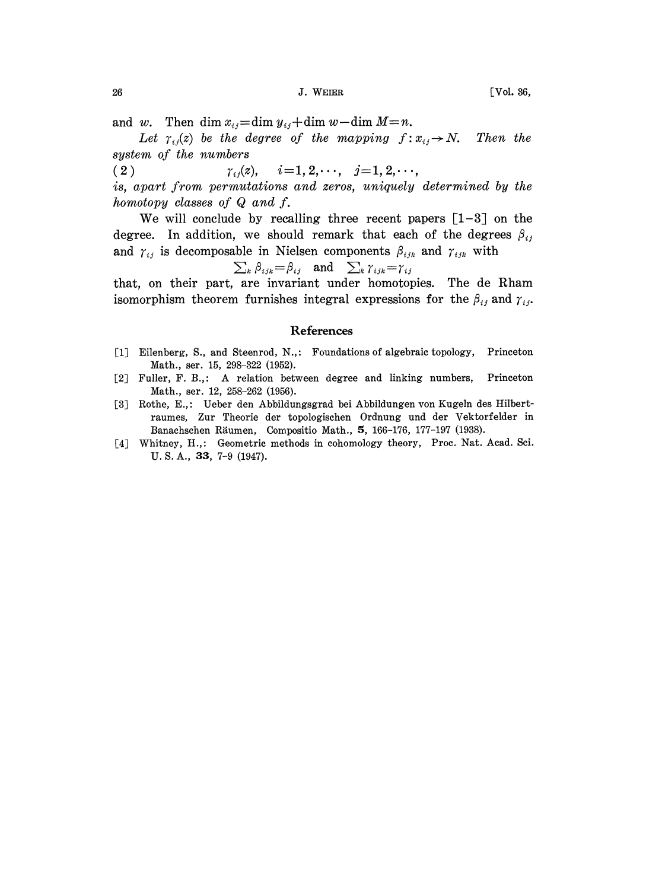and $w$. Then $\dim x_{ij} = \dim y_{ij} + \dim w - \dim M = n$.

*Let $\gamma_{ij}(z)$ be the degree of the mapping $f: x_{ij} \to N$. Then the system of the numbers*

$$\gamma_{ij}(z), \quad i=1,2,\cdots, \quad j=1,2,\cdots, \tag{2}$$

*is, apart from permutations and zeros, uniquely determined by the homotopy classes of $Q$ and $f$.*

We will conclude by recalling three recent papers [1–3] on the degree. In addition, we should remark that each of the degrees $\beta_{ij}$ and $\gamma_{ij}$ is decomposable in Nielsen components $\beta_{ijk}$ and $\gamma_{ijk}$ with

$$\sum_k \beta_{ijk} = \beta_{ij} \quad \text{and} \quad \sum_k \gamma_{ijk} = \gamma_{ij}$$

that, on their part, are invariant under homotopies. The de Rham isomorphism theorem furnishes integral expressions for the $\beta_{ij}$ and $\gamma_{ij}$.

## References

[1] Eilenberg, S., and Steenrod, N.,: Foundations of algebraic topology, Princeton Math., ser. 15, 298–322 (1952).

[2] Fuller, F. B.,: A relation between degree and linking numbers, Princeton Math., ser. 12, 258–262 (1956).

[3] Rothe, E.,: Ueber den Abbildungsgrad bei Abbildungen von Kugeln des Hilbertraumes, Zur Theorie der topologischen Ordnung und der Vektorfelder in Banachschen Räumen, Compositio Math., **5**, 166–176, 177–197 (1938).

[4] Whitney, H.,: Geometric methods in cohomology theory, Proc. Nat. Acad. Sci. U. S. A., **33**, 7–9 (1947).